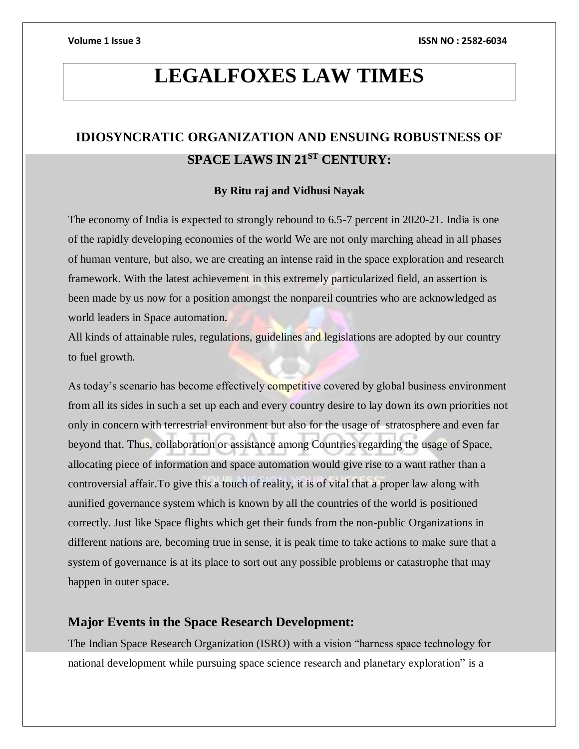# LEGALFOXES LAW TIMES

## IDIOSYNCRATIC ORGANIZATION AND ENSUING ROBUSTNESS OF SPACE LAWS IN 21ST CENTURY:

**By Ritu raj and Vidhusi Nayak**

The economy of India is expected to strongly rebound to 6.5-7 percent in 2020-21. India is one of the rapidly developing economies of the world We are not only marching ahead in all phases of human venture, but also, we are creating an intense raid in the space exploration and research framework. With the latest achievement in this extremely particularized field, an assertion is been made by us now for a position amongst the nonpareil countries who are acknowledged as world leaders in Space automation.

All kinds of attainable rules, regulations, guidelines and legislations are adopted by our country to fuel growth.

As today's scenario has become effectively competitive covered by global business environment from all its sides in such a set up each and every country desire to lay down its own priorities not only in concern with terrestrial environment but also for the usage of stratosphere and even far beyond that. Thus, collaboration or assistance among Countries regarding the usage of Space, allocating piece of information and space automation would give rise to a want rather than a controversial affair.To give this a touch of reality, it is of vital that a proper law along with aunified governance system which is known by all the countries of the world is positioned correctly. Just like Space flights which get their funds from the non-public Organizations in different nations are, becoming true in sense, it is peak time to take actions to make sure that a system of governance is at its place to sort out any possible problems or catastrophe that may happen in outer space.

### Major Events in the Space Research Development:

The Indian Space Research Organization (ISRO) with a vision "harness space technology for national development while pursuing space science research and planetary exploration" is a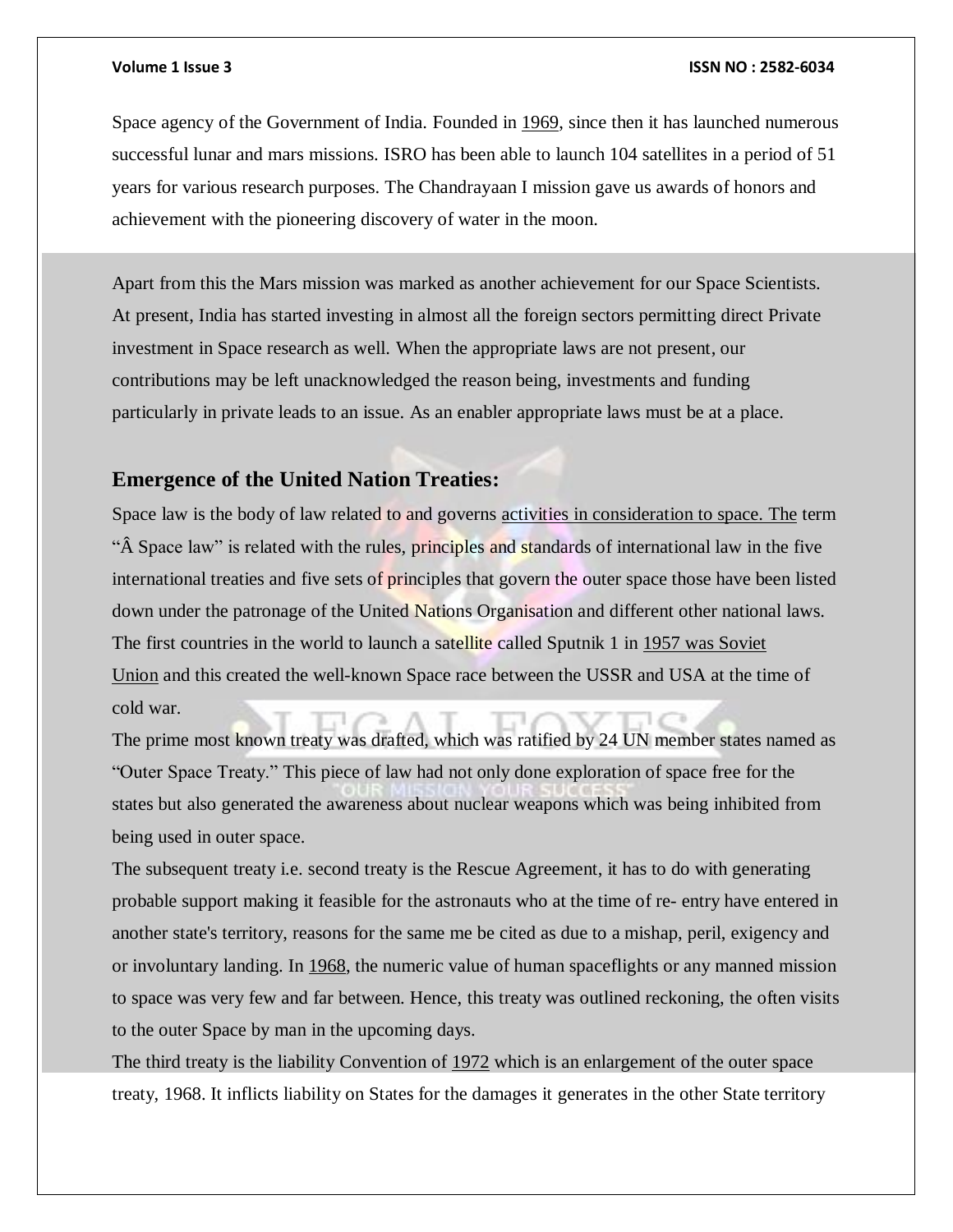Space agency of the Government of India. Founded in 1969, since then it has launched numerous successful lunar and mars missions. ISRO has been able to launch 104 satellites in a period of 51 years for various research purposes. The Chandrayaan I mission gave us awards of honors and achievement with the pioneering discovery of water in the moon.

Apart from this the Mars mission was marked as another achievement for our Space Scientists. At present, India has started investing in almost all the foreign sectors permitting direct Private investment in Space research as well. When the appropriate laws are not present, our contributions may be left unacknowledged the reason being, investments and funding particularly in private leads to an issue. As an enabler appropriate laws must be at a place.

## Emergence of the United Nation Treaties:

Space law is the body of law related to and governs activities in consideration to space. The term "Â Space law" is related with the rules, principles and standards of international law in the five international treaties and five sets of principles that govern the outer space those have been listed down under the patronage of the United Nations Organisation and different other national laws. The first countries in the world to launch a satellite called Sputnik 1 in 1957 was Soviet Union and this created the well-known Space race between the USSR and USA at the time of cold war.

The prime most known treaty was drafted, which was ratified by 24 UN member states named as "Outer Space Treaty." This piece of law had not only done exploration of space free for the states but also generated the awareness about nuclear weapons which was being inhibited from being used in outer space.

The subsequent treaty i.e. second treaty is the Rescue Agreement, it has to do with generating probable support making it feasible for the astronauts who at the time of re- entry have entered in another state's territory, reasons for the same me be cited as due to a mishap, peril, exigency and or involuntary landing. In 1968, the numeric value of human spaceflights or any manned mission to space was very few and far between. Hence, this treaty was outlined reckoning, the often visits to the outer Space by man in the upcoming days.

The third treaty is the liability Convention of 1972 which is an enlargement of the outer space treaty, 1968. It inflicts liability on States for the damages it generates in the other State territory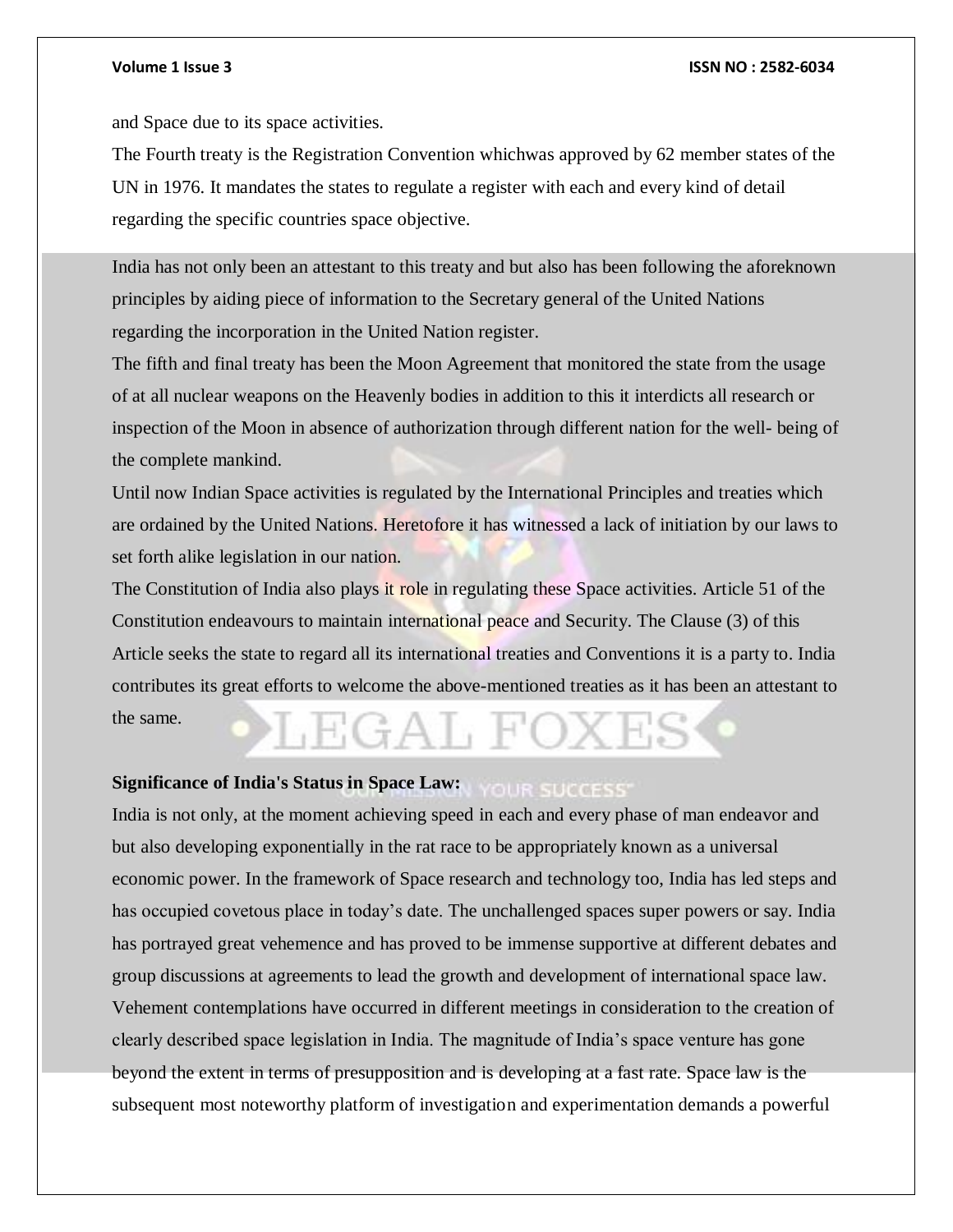and Space due to its space activities.

The Fourth treaty is the Registration Convention whichwas approved by 62 member states of the UN in 1976. It mandates the states to regulate a register with each and every kind of detail regarding the specific countries space objective.

India has not only been an attestant to this treaty and but also has been following the aforeknown principles by aiding piece of information to the Secretary general of the United Nations regarding the incorporation in the United Nation register.

The fifth and final treaty has been the Moon Agreement that monitored the state from the usage of at all nuclear weapons on the Heavenly bodies in addition to this it interdicts all research or inspection of the Moon in absence of authorization through different nation for the well- being of the complete mankind.

Until now Indian Space activities is regulated by the International Principles and treaties which are ordained by the United Nations. Heretofore it has witnessed a lack of initiation by our laws to set forth alike legislation in our nation.

The Constitution of India also plays it role in regulating these Space activities. Article 51 of the Constitution endeavours to maintain international peace and Security. The Clause (3) of this Article seeks the state to regard all its international treaties and Conventions it is a party to. India contributes its great efforts to welcome the above-mentioned treaties as it has been an attestant to the same.

**Significance of India's Status in Space Law:**

India is not only, at the moment achieving speed in each and every phase of man endeavor and but also developing exponentially in the rat race to be appropriately known as a universal economic power. In the framework of Space research and technology too, India has led steps and has occupied covetous place in today's date. The unchallenged spaces super powers or say. India has portrayed great vehemence and has proved to be immense supportive at different debates and group discussions at agreements to lead the growth and development of international space law. Vehement contemplations have occurred in different meetings in consideration to the creation of clearly described space legislation in India. The magnitude of India's space venture has gone beyond the extent in terms of presupposition and is developing at a fast rate. Space law is the subsequent most noteworthy platform of investigation and experimentation demands a powerful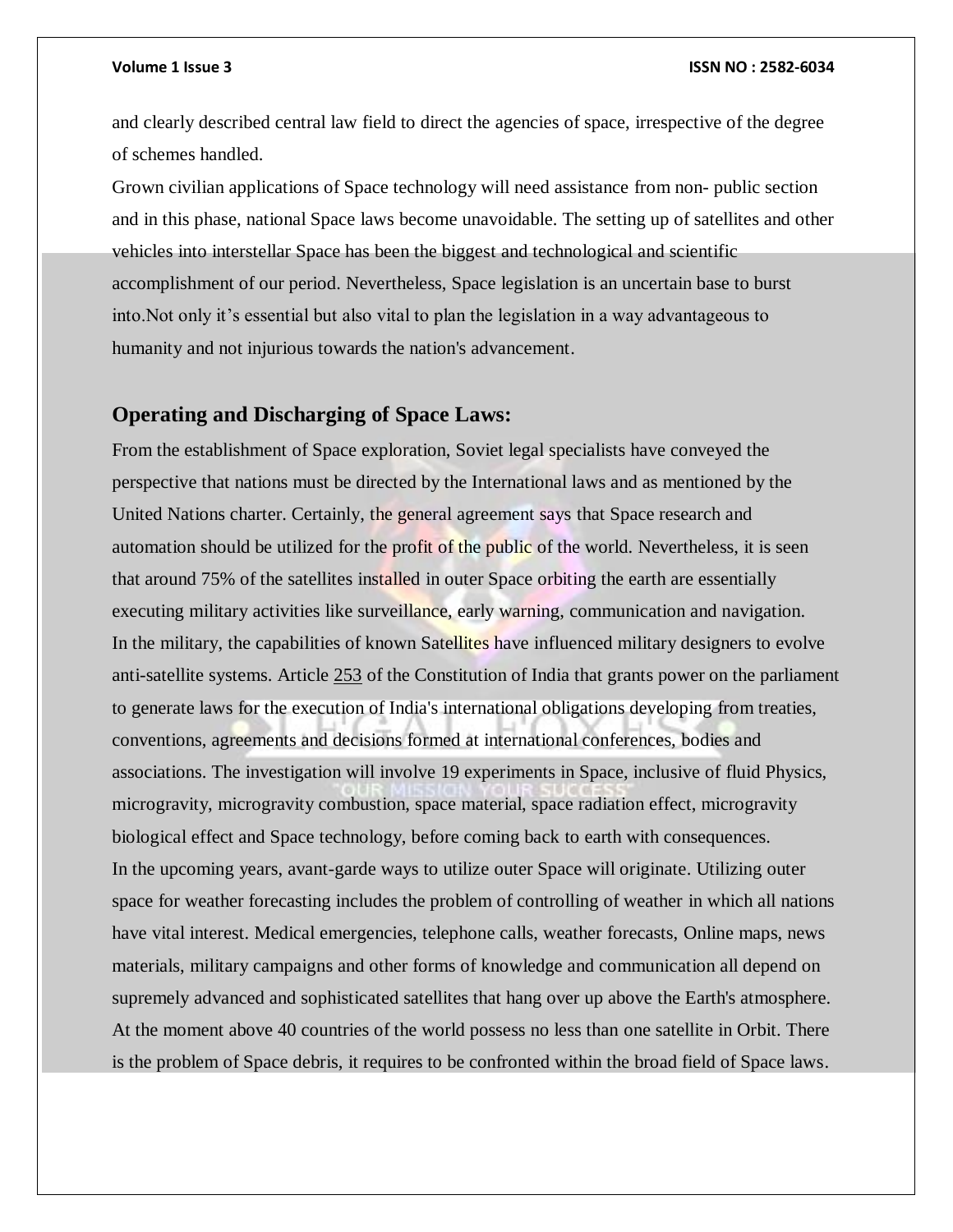and clearly described central law field to direct the agencies of space, irrespective of the degree of schemes handled.

Grown civilian applications of Space technology will need assistance from non- public section and in this phase, national Space laws become unavoidable. The setting up of satellites and other vehicles into interstellar Space has been the biggest and technological and scientific accomplishment of our period. Nevertheless, Space legislation is an uncertain base to burst into.Not only it's essential but also vital to plan the legislation in a way advantageous to humanity and not injurious towards the nation's advancement.

## Operating and Discharging of Space Laws:

From the establishment of Space exploration, Soviet legal specialists have conveyed the perspective that nations must be directed by the International laws and as mentioned by the United Nations charter. Certainly, the general agreement says that Space research and automation should be utilized for the profit of the public of the world. Nevertheless, it is seen that around 75% of the satellites installed in outer Space orbiting the earth are essentially executing military activities like surveillance, early warning, communication and navigation. In the military, the capabilities of known Satellites have influenced military designers to evolve anti-satellite systems. Article 253 of the Constitution of India that grants power on the parliament to generate laws for the execution of India's international obligations developing from treaties, conventions, agreements and decisions formed at international conferences, bodies and associations. The investigation will involve 19 experiments in Space, inclusive of fluid Physics, microgravity, microgravity combustion, space material, space radiation effect, microgravity biological effect and Space technology, before coming back to earth with consequences. In the upcoming years, avant-garde ways to utilize outer Space will originate. Utilizing outer space for weather forecasting includes the problem of controlling of weather in which all nations have vital interest. Medical emergencies, telephone calls, weather forecasts, Online maps, news materials, military campaigns and other forms of knowledge and communication all depend on supremely advanced and sophisticated satellites that hang over up above the Earth's atmosphere. At the moment above 40 countries of the world possess no less than one satellite in Orbit. There is the problem of Space debris, it requires to be confronted within the broad field of Space laws.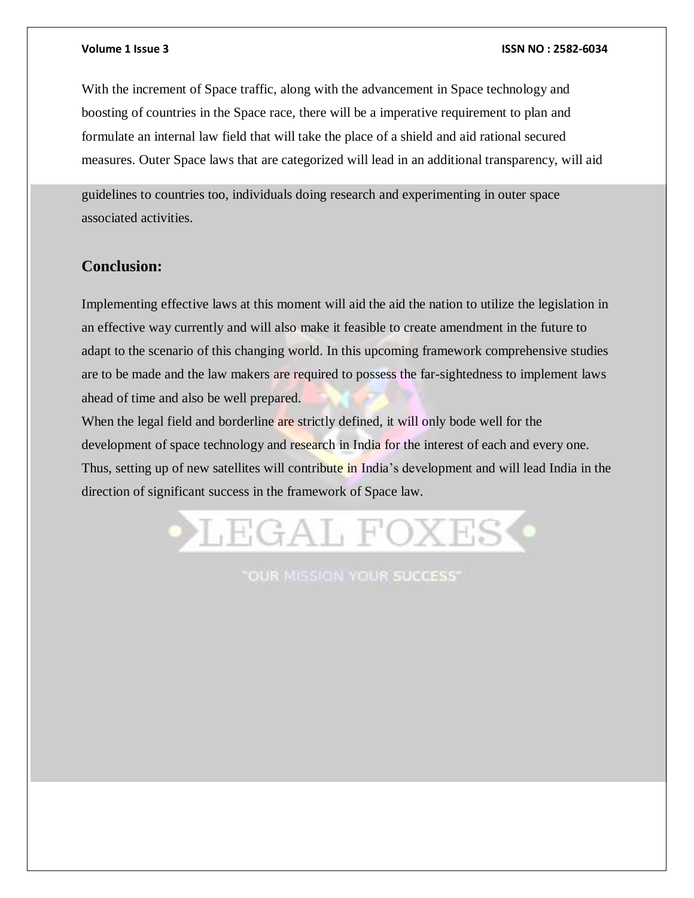With the increment of Space traffic, along with the advancement in Space technology and boosting of countries in the Space race, there will be a imperative requirement to plan and formulate an internal law field that will take the place of a shield and aid rational secured measures. Outer Space laws that are categorized will lead in an additional transparency, will aid guidelines to countries too, individuals doing research and experimenting in outer space associated activities.

## Conclusion:

Implementing effective laws at this moment will aid the aid the nation to utilize the legislation in an effective way currently and will also make it feasible to create amendment in the future to adapt to the scenario of this changing world. In this upcoming framework comprehensive studies are to be made and the law makers are required to possess the far-sightedness to implement laws ahead of time and also be well prepared.

When the legal field and borderline are strictly defined, it will only bode well for the development of space technology and research in India for the interest of each and every one. Thus, setting up of new satellites will contribute in India's development and will lead India in the direction of significant success in the framework of Space law.